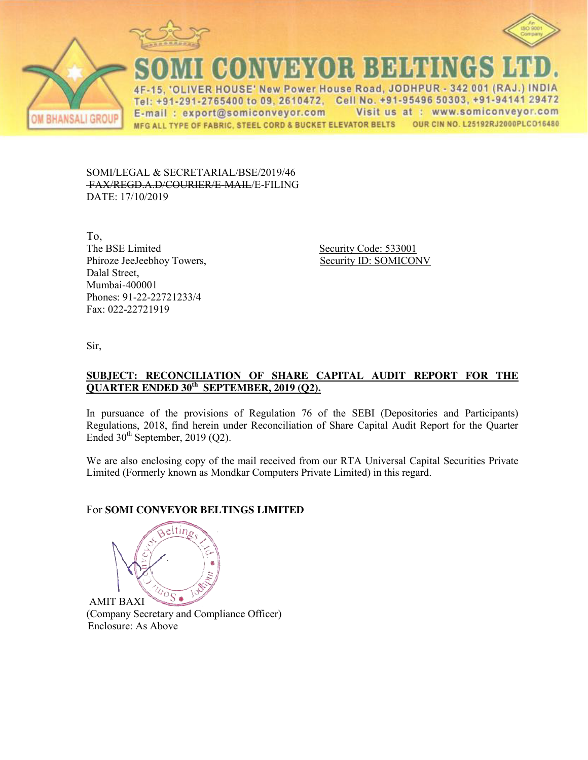# SOMI CONVEYOR BELTINGS LTD.

4F-15, 'OLIVER HOUSE' New Power House Road, JODHPUR - 342 001 (RAJ.) INDIA
Tel: +91-291-2765400 to 09, 2610472, Cell No. +91-95496 50303, +91-94141 29472
E-mail : export@somiconveyor.com Visit us at : www.somiconveyor.com
MFG ALL TYPE OF FABRIC, STEEL CORD & BUCKET ELEVATOR BELTS OUR CIN NO. L25192RJ2000PLCO16480

OM BHANSALI GROUP

SOMI/LEGAL & SECRETARIAL/BSE/2019/46
~~FAX/REGD.A.D/COURIER/E-MAIL~~/E-FILING
DATE: 17/10/2019

To,
The BSE Limited
Phiroze JeeJeebhoy Towers,
Dalal Street,
Mumbai-400001
Phones: 91-22-22721233/4
Fax: 022-22721919

Security Code: 533001
Security ID: SOMICONV

Sir,

**SUBJECT: RECONCILIATION OF SHARE CAPITAL AUDIT REPORT FOR THE QUARTER ENDED 30th SEPTEMBER, 2019 (Q2).**

In pursuance of the provisions of Regulation 76 of the SEBI (Depositories and Participants) Regulations, 2018, find herein under Reconciliation of Share Capital Audit Report for the Quarter Ended 30th September, 2019 (Q2).

We are also enclosing copy of the mail received from our RTA Universal Capital Securities Private Limited (Formerly known as Mondkar Computers Private Limited) in this regard.

For **SOMI CONVEYOR BELTINGS LIMITED**

AMIT BAXI
(Company Secretary and Compliance Officer)
Enclosure: As Above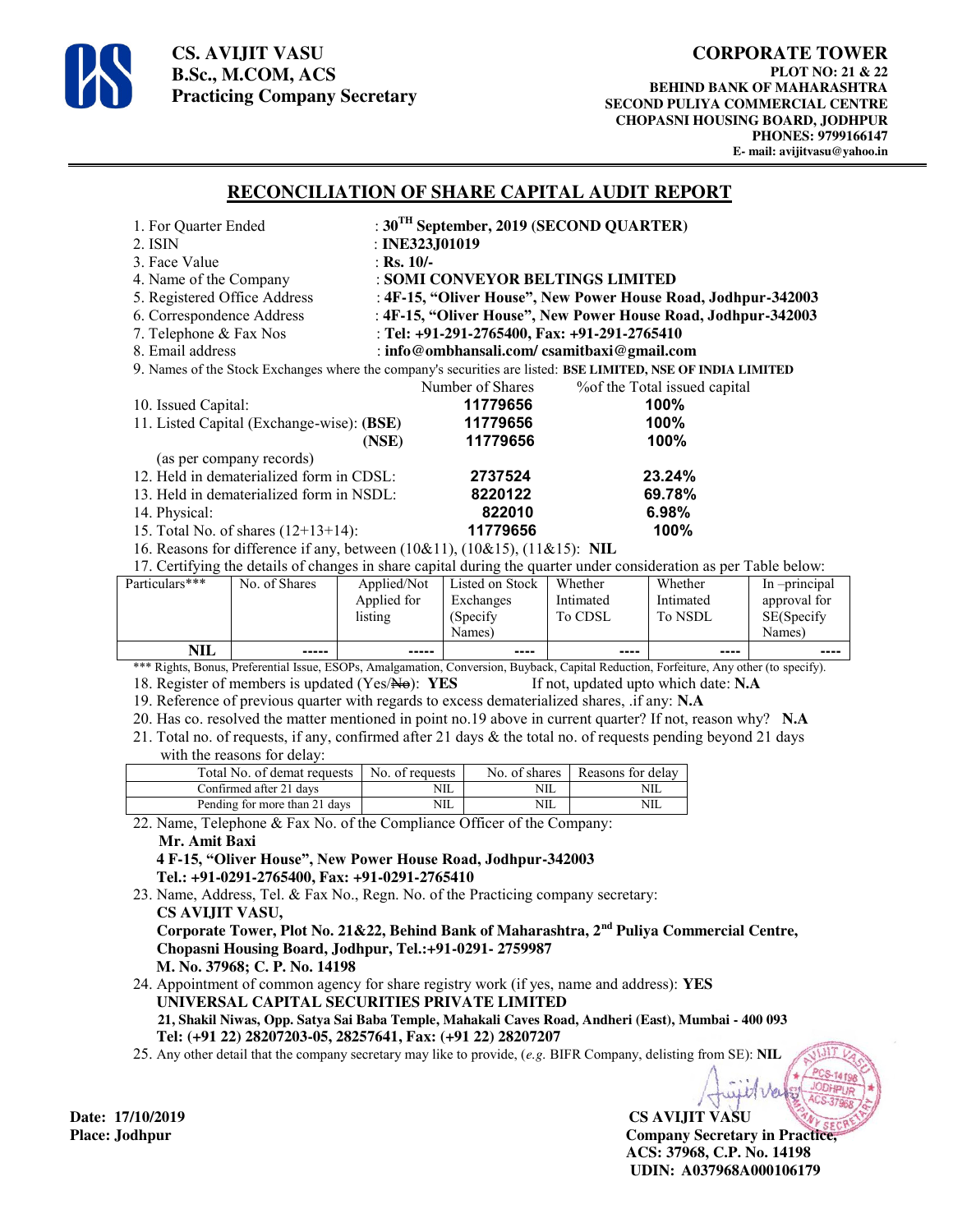**CS. AVIJIT VASU**
**B.Sc., M.COM, ACS**
**Practicing Company Secretary**

**CORPORATE TOWER**
**PLOT NO: 21 & 22**
**BEHIND BANK OF MAHARASHTRA**
**SECOND PULIYA COMMERCIAL CENTRE**
**CHOPASNI HOUSING BOARD, JODHPUR**
**PHONES: 9799166147**
**E- mail: avijitvasu@yahoo.in**

---

## RECONCILIATION OF SHARE CAPITAL AUDIT REPORT

1. For Quarter Ended : **30TH September, 2019 (SECOND QUARTER)**
2. ISIN : **INE323J01019**
3. Face Value : **Rs. 10/-**
4. Name of the Company : **SOMI CONVEYOR BELTINGS LIMITED**
5. Registered Office Address : **4F-15, "Oliver House", New Power House Road, Jodhpur-342003**
6. Correspondence Address : **4F-15, "Oliver House", New Power House Road, Jodhpur-342003**
7. Telephone & Fax Nos : **Tel: +91-291-2765400, Fax: +91-291-2765410**
8. Email address : **info@ombhansali.com/ csamitbaxi@gmail.com**
9. Names of the Stock Exchanges where the company's securities are listed: **BSE LIMITED, NSE OF INDIA LIMITED**

| | Number of Shares | %of the Total issued capital |
|---|---|---|
| 10. Issued Capital: | **11779656** | **100%** |
| 11. Listed Capital (Exchange-wise): **(BSE)** | **11779656** | **100%** |
| **(NSE)** | **11779656** | **100%** |
| (as per company records) | | |
| 12. Held in dematerialized form in CDSL: | **2737524** | **23.24%** |
| 13. Held in dematerialized form in NSDL: | **8220122** | **69.78%** |
| 14. Physical: | **822010** | **6.98%** |
| 15. Total No. of shares (12+13+14): | **11779656** | **100%** |

16. Reasons for difference if any, between (10&11), (10&15), (11&15): **NIL**
17. Certifying the details of changes in share capital during the quarter under consideration as per Table below:

| Particulars*** | No. of Shares | Applied/Not Applied for listing | Listed on Stock Exchanges (Specify Names) | Whether Intimated To CDSL | Whether Intimated To NSDL | In –principal approval for SE(Specify Names) |
|---|---|---|---|---|---|---|
| **NIL** | ----- | ----- | ---- | ---- | ---- | ---- |

*** Rights, Bonus, Preferential Issue, ESOPs, Amalgamation, Conversion, Buyback, Capital Reduction, Forfeiture, Any other (to specify).

18. Register of members is updated (Yes/~~No~~): **YES** If not, updated upto which date: **N.A**
19. Reference of previous quarter with regards to excess dematerialized shares, .if any: **N.A**
20. Has co. resolved the matter mentioned in point no.19 above in current quarter? If not, reason why? **N.A**
21. Total no. of requests, if any, confirmed after 21 days & the total no. of requests pending beyond 21 days with the reasons for delay:

| Total No. of demat requests | No. of requests | No. of shares | Reasons for delay |
|---|---|---|---|
| Confirmed after 21 days | NIL | NIL | NIL |
| Pending for more than 21 days | NIL | NIL | NIL |

22. Name, Telephone & Fax No. of the Compliance Officer of the Company:
    **Mr. Amit Baxi**
    **4 F-15, "Oliver House", New Power House Road, Jodhpur-342003**
    **Tel.: +91-0291-2765400, Fax: +91-0291-2765410**
23. Name, Address, Tel. & Fax No., Regn. No. of the Practicing company secretary:
    **CS AVIJIT VASU,**
    **Corporate Tower, Plot No. 21&22, Behind Bank of Maharashtra, 2nd Puliya Commercial Centre, Chopasni Housing Board, Jodhpur, Tel.:+91-0291- 2759987**
    **M. No. 37968; C. P. No. 14198**
24. Appointment of common agency for share registry work (if yes, name and address): **YES**
    **UNIVERSAL CAPITAL SECURITIES PRIVATE LIMITED**
    **21, Shakil Niwas, Opp. Satya Sai Baba Temple, Mahakali Caves Road, Andheri (East), Mumbai - 400 093**
    **Tel: (+91 22) 28207203-05, 28257641, Fax: (+91 22) 28207207**
25. Any other detail that the company secretary may like to provide, (*e.g.* BIFR Company, delisting from SE): **NIL**

**Date: 17/10/2019**
**Place: Jodhpur**

**CS AVIJIT VASU**
**Company Secretary in Practice,**
**ACS: 37968, C.P. No. 14198**
**UDIN: A037968A000106179**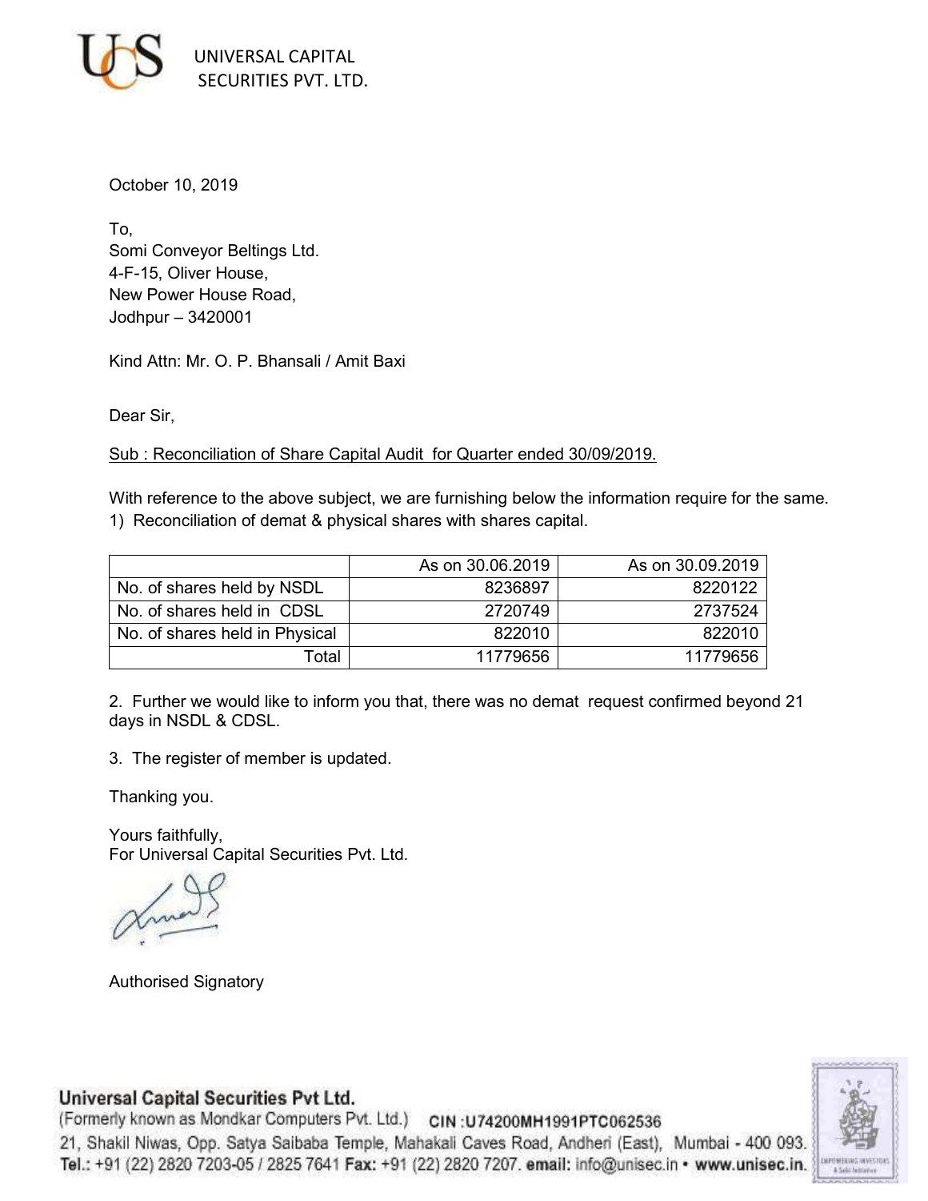UNIVERSAL CAPITAL SECURITIES PVT. LTD.

October 10, 2019

To,
Somi Conveyor Beltings Ltd.
4-F-15, Oliver House,
New Power House Road,
Jodhpur – 3420001

Kind Attn: Mr. O. P. Bhansali / Amit Baxi

Dear Sir,

Sub : Reconciliation of Share Capital Audit for Quarter ended 30/09/2019.

With reference to the above subject, we are furnishing below the information require for the same.

1) Reconciliation of demat & physical shares with shares capital.

| | As on 30.06.2019 | As on 30.09.2019 |
|---|---|---|
| No. of shares held by NSDL | 8236897 | 8220122 |
| No. of shares held in CDSL | 2720749 | 2737524 |
| No. of shares held in Physical | 822010 | 822010 |
| Total | 11779656 | 11779656 |

2. Further we would like to inform you that, there was no demat request confirmed beyond 21 days in NSDL & CDSL.

3. The register of member is updated.

Thanking you.

Yours faithfully,
For Universal Capital Securities Pvt. Ltd.

Authorised Signatory

**Universal Capital Securities Pvt Ltd.**
(Formerly known as Mondkar Computers Pvt. Ltd.) CIN :U74200MH1991PTC062536
21, Shakil Niwas, Opp. Satya Saibaba Temple, Mahakali Caves Road, Andheri (East), Mumbai - 400 093.
**Tel.:** +91 (22) 2820 7203-05 / 2825 7641 **Fax:** +91 (22) 2820 7207. **email:** info@unisec.in • **www.unisec.in.**